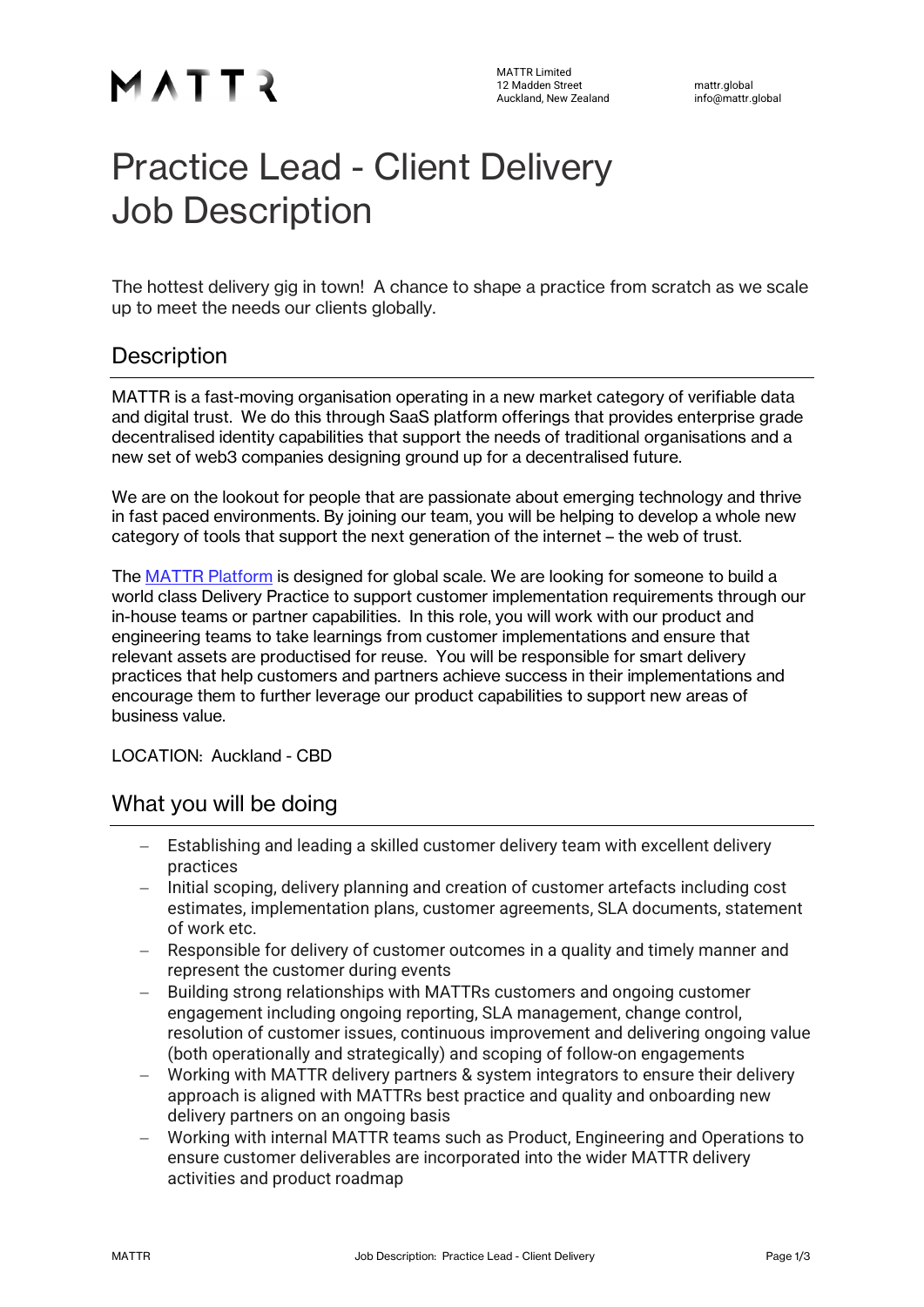MATTR

MATTR Limited
12 Madden Street
Auckland, New Zealand

mattr.global
info@mattr.global

# Practice Lead - Client Delivery Job Description

The hottest delivery gig in town! A chance to shape a practice from scratch as we scale up to meet the needs our clients globally.

## Description

MATTR is a fast-moving organisation operating in a new market category of verifiable data and digital trust. We do this through SaaS platform offerings that provides enterprise grade decentralised identity capabilities that support the needs of traditional organisations and a new set of web3 companies designing ground up for a decentralised future.

We are on the lookout for people that are passionate about emerging technology and thrive in fast paced environments. By joining our team, you will be helping to develop a whole new category of tools that support the next generation of the internet – the web of trust.

The MATTR Platform is designed for global scale. We are looking for someone to build a world class Delivery Practice to support customer implementation requirements through our in-house teams or partner capabilities. In this role, you will work with our product and engineering teams to take learnings from customer implementations and ensure that relevant assets are productised for reuse. You will be responsible for smart delivery practices that help customers and partners achieve success in their implementations and encourage them to further leverage our product capabilities to support new areas of business value.

LOCATION: Auckland - CBD

## What you will be doing

- Establishing and leading a skilled customer delivery team with excellent delivery practices
- Initial scoping, delivery planning and creation of customer artefacts including cost estimates, implementation plans, customer agreements, SLA documents, statement of work etc.
- Responsible for delivery of customer outcomes in a quality and timely manner and represent the customer during events
- Building strong relationships with MATTRs customers and ongoing customer engagement including ongoing reporting, SLA management, change control, resolution of customer issues, continuous improvement and delivering ongoing value (both operationally and strategically) and scoping of follow-on engagements
- Working with MATTR delivery partners & system integrators to ensure their delivery approach is aligned with MATTRs best practice and quality and onboarding new delivery partners on an ongoing basis
- Working with internal MATTR teams such as Product, Engineering and Operations to ensure customer deliverables are incorporated into the wider MATTR delivery activities and product roadmap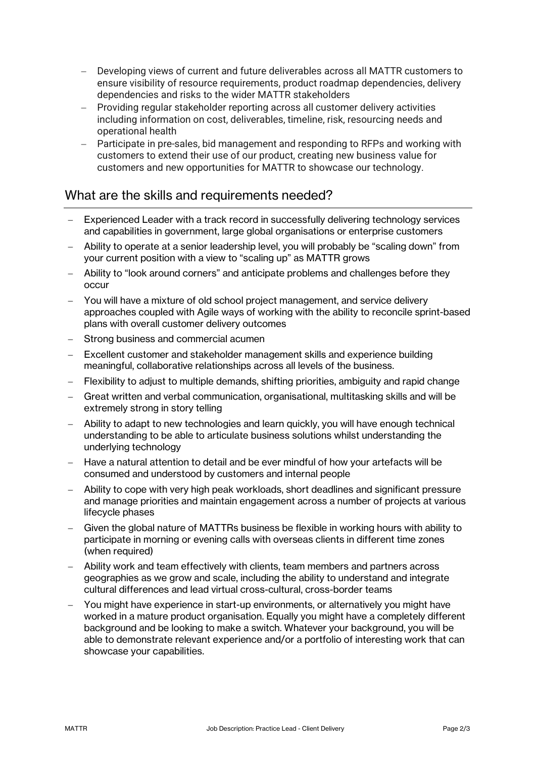- Developing views of current and future deliverables across all MATTR customers to ensure visibility of resource requirements, product roadmap dependencies, delivery dependencies and risks to the wider MATTR stakeholders
- Providing regular stakeholder reporting across all customer delivery activities including information on cost, deliverables, timeline, risk, resourcing needs and operational health
- Participate in pre-sales, bid management and responding to RFPs and working with customers to extend their use of our product, creating new business value for customers and new opportunities for MATTR to showcase our technology.

## What are the skills and requirements needed?

- Experienced Leader with a track record in successfully delivering technology services and capabilities in government, large global organisations or enterprise customers
- Ability to operate at a senior leadership level, you will probably be "scaling down" from your current position with a view to "scaling up" as MATTR grows
- Ability to "look around corners" and anticipate problems and challenges before they occur
- You will have a mixture of old school project management, and service delivery approaches coupled with Agile ways of working with the ability to reconcile sprint-based plans with overall customer delivery outcomes
- Strong business and commercial acumen
- Excellent customer and stakeholder management skills and experience building meaningful, collaborative relationships across all levels of the business.
- Flexibility to adjust to multiple demands, shifting priorities, ambiguity and rapid change
- Great written and verbal communication, organisational, multitasking skills and will be extremely strong in story telling
- Ability to adapt to new technologies and learn quickly, you will have enough technical understanding to be able to articulate business solutions whilst understanding the underlying technology
- Have a natural attention to detail and be ever mindful of how your artefacts will be consumed and understood by customers and internal people
- Ability to cope with very high peak workloads, short deadlines and significant pressure and manage priorities and maintain engagement across a number of projects at various lifecycle phases
- Given the global nature of MATTRs business be flexible in working hours with ability to participate in morning or evening calls with overseas clients in different time zones (when required)
- Ability work and team effectively with clients, team members and partners across geographies as we grow and scale, including the ability to understand and integrate cultural differences and lead virtual cross-cultural, cross-border teams
- You might have experience in start-up environments, or alternatively you might have worked in a mature product organisation. Equally you might have a completely different background and be looking to make a switch. Whatever your background, you will be able to demonstrate relevant experience and/or a portfolio of interesting work that can showcase your capabilities.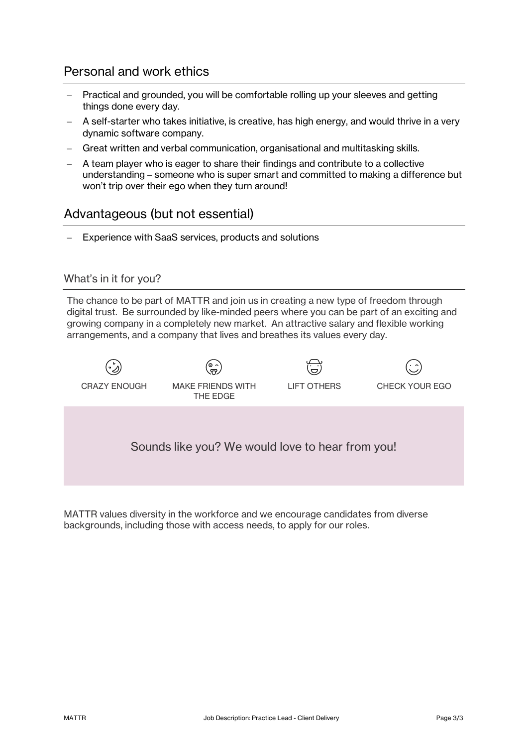## Personal and work ethics

- Practical and grounded, you will be comfortable rolling up your sleeves and getting things done every day.
- A self-starter who takes initiative, is creative, has high energy, and would thrive in a very dynamic software company.
- Great written and verbal communication, organisational and multitasking skills.
- A team player who is eager to share their findings and contribute to a collective understanding – someone who is super smart and committed to making a difference but won't trip over their ego when they turn around!

## Advantageous (but not essential)

- Experience with SaaS services, products and solutions

### What's in it for you?

The chance to be part of MATTR and join us in creating a new type of freedom through digital trust. Be surrounded by like-minded peers where you can be part of an exciting and growing company in a completely new market. An attractive salary and flexible working arrangements, and a company that lives and breathes its values every day.

CRAZY ENOUGH

MAKE FRIENDS WITH THE EDGE

LIFT OTHERS

CHECK YOUR EGO

Sounds like you? We would love to hear from you!

MATTR values diversity in the workforce and we encourage candidates from diverse backgrounds, including those with access needs, to apply for our roles.